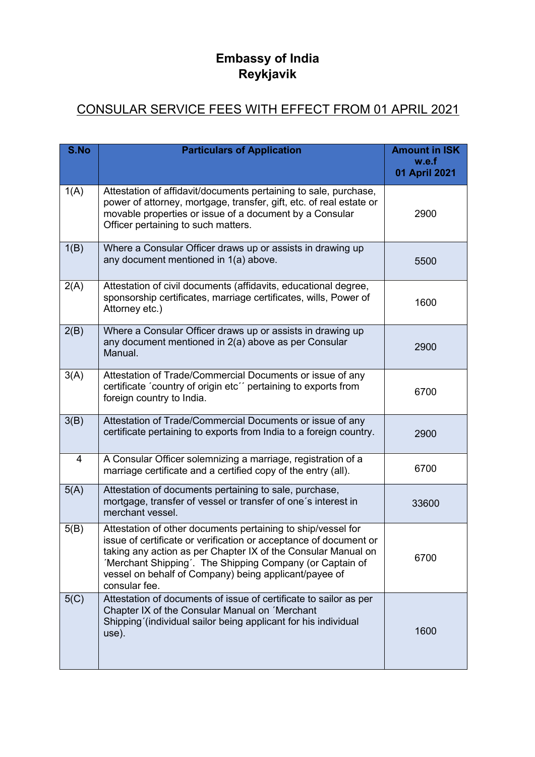# Embassy of India
# Reykjavik

## CONSULAR SERVICE FEES WITH EFFECT FROM 01 APRIL 2021

| S.No | Particulars of Application | Amount in ISK w.e.f 01 April 2021 |
| --- | --- | --- |
| 1(A) | Attestation of affidavit/documents pertaining to sale, purchase, power of attorney, mortgage, transfer, gift, etc. of real estate or movable properties or issue of a document by a Consular Officer pertaining to such matters. | 2900 |
| 1(B) | Where a Consular Officer draws up or assists in drawing up any document mentioned in 1(a) above. | 5500 |
| 2(A) | Attestation of civil documents (affidavits, educational degree, sponsorship certificates, marriage certificates, wills, Power of Attorney etc.) | 1600 |
| 2(B) | Where a Consular Officer draws up or assists in drawing up any document mentioned in 2(a) above as per Consular Manual. | 2900 |
| 3(A) | Attestation of Trade/Commercial Documents or issue of any certificate ´country of origin etc´´ pertaining to exports from foreign country to India. | 6700 |
| 3(B) | Attestation of Trade/Commercial Documents or issue of any certificate pertaining to exports from India to a foreign country. | 2900 |
| 4 | A Consular Officer solemnizing a marriage, registration of a marriage certificate and a certified copy of the entry (all). | 6700 |
| 5(A) | Attestation of documents pertaining to sale, purchase, mortgage, transfer of vessel or transfer of one´s interest in merchant vessel. | 33600 |
| 5(B) | Attestation of other documents pertaining to ship/vessel for issue of certificate or verification or acceptance of document or taking any action as per Chapter IX of the Consular Manual on ´Merchant Shipping´. The Shipping Company (or Captain of vessel on behalf of Company) being applicant/payee of consular fee. | 6700 |
| 5(C) | Attestation of documents of issue of certificate to sailor as per Chapter IX of the Consular Manual on ´Merchant Shipping´(individual sailor being applicant for his individual use). | 1600 |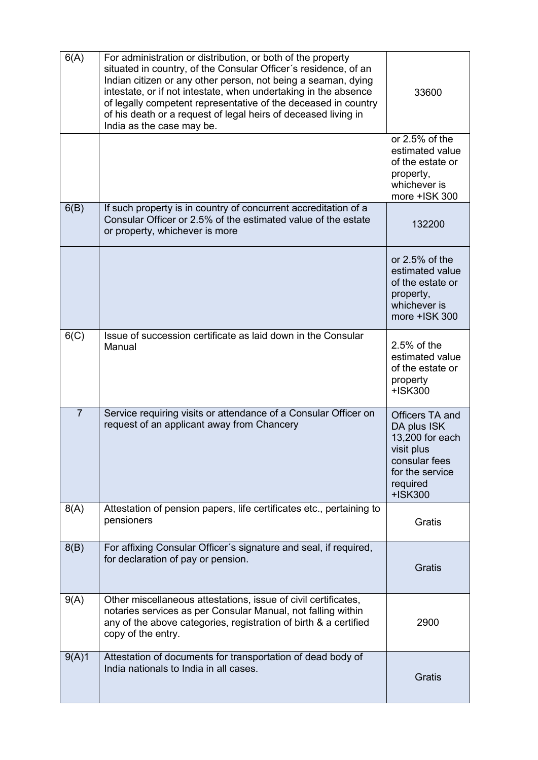| 6(A) | For administration or distribution, or both of the property situated in country, of the Consular Officer´s residence, of an Indian citizen or any other person, not being a seaman, dying intestate, or if not intestate, when undertaking in the absence of legally competent representative of the deceased in country of his death or a request of legal heirs of deceased living in India as the case may be. | 33600 |
|---|---|---|
| | | or 2.5% of the estimated value of the estate or property, whichever is more +ISK 300 |
| 6(B) | If such property is in country of concurrent accreditation of a Consular Officer or 2.5% of the estimated value of the estate or property, whichever is more | 132200 |
| | | or 2.5% of the estimated value of the estate or property, whichever is more +ISK 300 |
| 6(C) | Issue of succession certificate as laid down in the Consular Manual | 2.5% of the estimated value of the estate or property +ISK300 |
| 7 | Service requiring visits or attendance of a Consular Officer on request of an applicant away from Chancery | Officers TA and DA plus ISK 13,200 for each visit plus consular fees for the service required +ISK300 |
| 8(A) | Attestation of pension papers, life certificates etc., pertaining to pensioners | Gratis |
| 8(B) | For affixing Consular Officer´s signature and seal, if required, for declaration of pay or pension. | Gratis |
| 9(A) | Other miscellaneous attestations, issue of civil certificates, notaries services as per Consular Manual, not falling within any of the above categories, registration of birth & a certified copy of the entry. | 2900 |
| 9(A)1 | Attestation of documents for transportation of dead body of India nationals to India in all cases. | Gratis |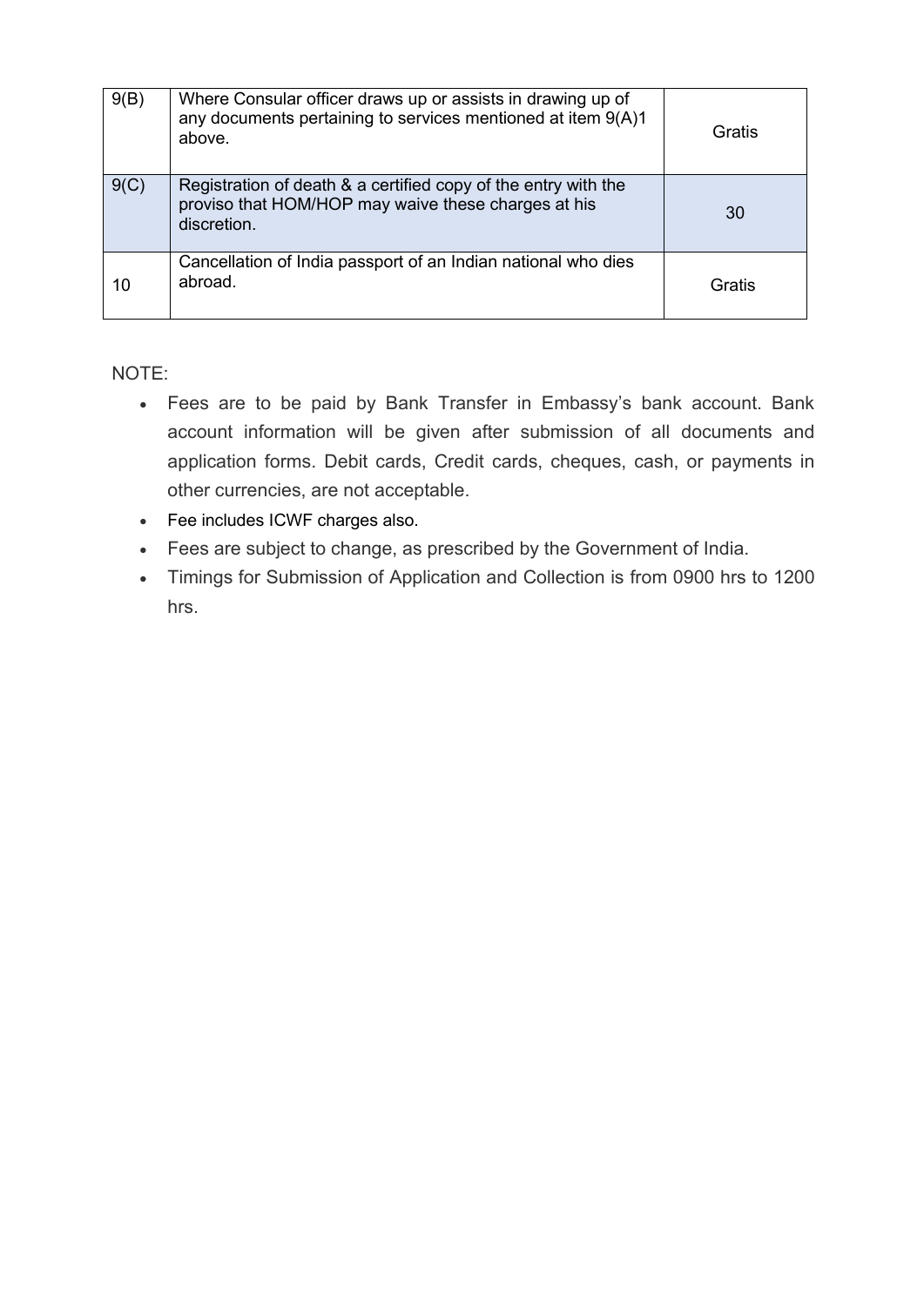| | | |
|---|---|---|
| 9(B) | Where Consular officer draws up or assists in drawing up of any documents pertaining to services mentioned at item 9(A)1 above. | Gratis |
| 9(C) | Registration of death & a certified copy of the entry with the proviso that HOM/HOP may waive these charges at his discretion. | 30 |
| 10 | Cancellation of India passport of an Indian national who dies abroad. | Gratis |

NOTE:

- Fees are to be paid by Bank Transfer in Embassy's bank account. Bank account information will be given after submission of all documents and application forms. Debit cards, Credit cards, cheques, cash, or payments in other currencies, are not acceptable.
- Fee includes ICWF charges also.
- Fees are subject to change, as prescribed by the Government of India.
- Timings for Submission of Application and Collection is from 0900 hrs to 1200 hrs.